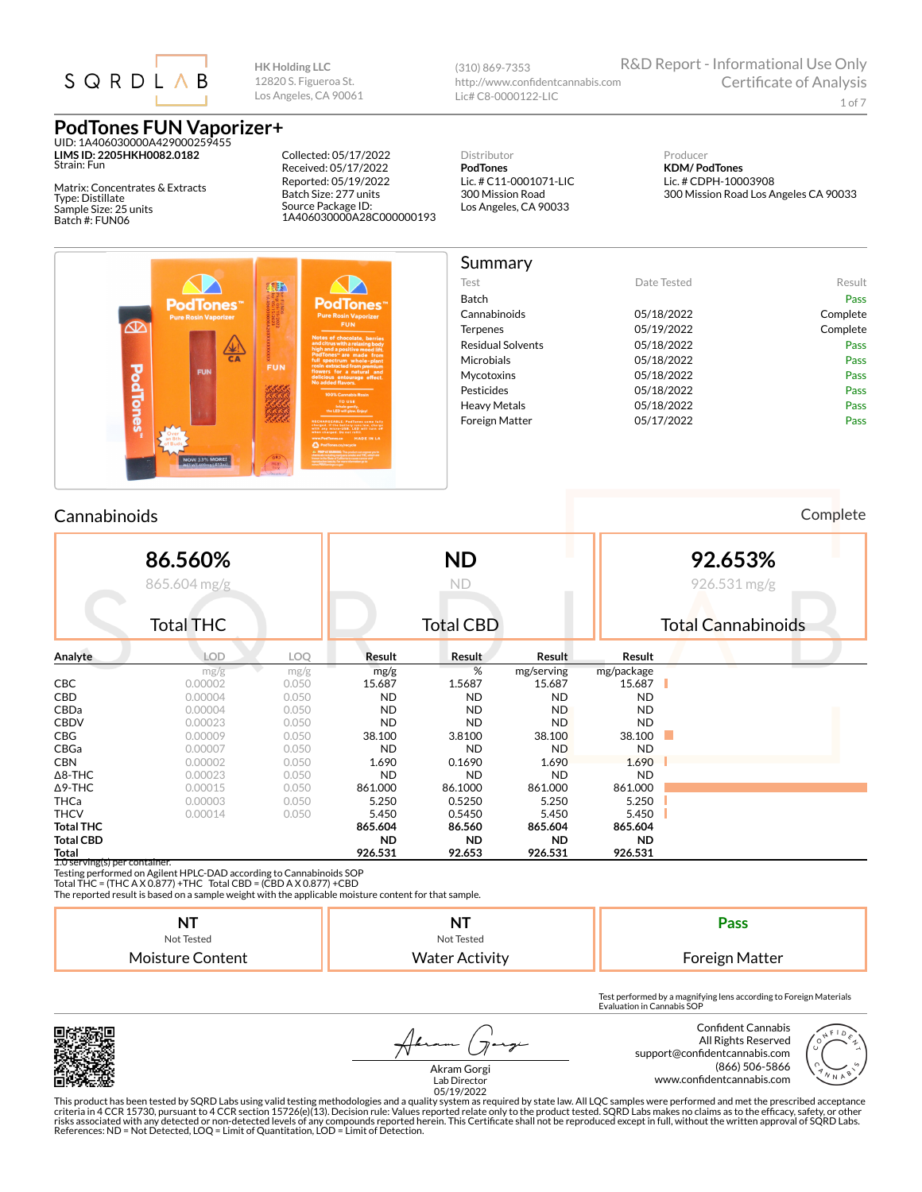SQRDLAB

HK Holding LLC
12820 S. Figueroa St.
Los Angeles, CA 90061

(310) 869-7353
http://www.confidentcannabis.com
Lic# C8-0000122-LIC

R&D Report - Informational Use Only
Certificate of Analysis

# PodTones FUN Vaporizer+

UID: 1A406030000A429000259455
**LIMS ID: 2205HKH0082.0182**
Strain: Fun

Matrix: Concentrates & Extracts
Type: Distillate
Sample Size: 25 units
Batch #: FUN06

Collected: 05/17/2022
Received: 05/17/2022
Reported: 05/19/2022
Batch Size: 277 units
Source Package ID:
1A406030000A28C000000193

Distributor
**PodTones**
Lic. # C11-0001071-LIC
300 Mission Road
Los Angeles, CA 90033

Producer
**KDM/ PodTones**
Lic. # CDPH-10003908
300 Mission Road Los Angeles CA 90033

## Summary

| Test | Date Tested | Result |
|---|---|---|
| Batch | | Pass |
| Cannabinoids | 05/18/2022 | Complete |
| Terpenes | 05/19/2022 | Complete |
| Residual Solvents | 05/18/2022 | Pass |
| Microbials | 05/18/2022 | Pass |
| Mycotoxins | 05/18/2022 | Pass |
| Pesticides | 05/18/2022 | Pass |
| Heavy Metals | 05/18/2022 | Pass |
| Foreign Matter | 05/17/2022 | Pass |

## Cannabinoids

Complete

| 86.560% | ND | 92.653% |
|---|---|---|
| 865.604 mg/g | ND | 926.531 mg/g |
| Total THC | Total CBD | Total Cannabinoids |

| Analyte | LOD | LOQ | Result | Result | Result | Result |
|---|---|---|---|---|---|---|
| | mg/g | mg/g | mg/g | % | mg/serving | mg/package |
| CBC | 0.00002 | 0.050 | 15.687 | 1.5687 | 15.687 | 15.687 |
| CBD | 0.00004 | 0.050 | ND | ND | ND | ND |
| CBDa | 0.00004 | 0.050 | ND | ND | ND | ND |
| CBDV | 0.00023 | 0.050 | ND | ND | ND | ND |
| CBG | 0.00009 | 0.050 | 38.100 | 3.8100 | 38.100 | 38.100 |
| CBGa | 0.00007 | 0.050 | ND | ND | ND | ND |
| CBN | 0.00002 | 0.050 | 1.690 | 0.1690 | 1.690 | 1.690 |
| Δ8-THC | 0.00023 | 0.050 | ND | ND | ND | ND |
| Δ9-THC | 0.00015 | 0.050 | 861.000 | 86.1000 | 861.000 | 861.000 |
| THCa | 0.00003 | 0.050 | 5.250 | 0.5250 | 5.250 | 5.250 |
| THCV | 0.00014 | 0.050 | 5.450 | 0.5450 | 5.450 | 5.450 |
| **Total THC** | | | **865.604** | **86.560** | **865.604** | **865.604** |
| **Total CBD** | | | **ND** | **ND** | **ND** | **ND** |
| **Total** | | | **926.531** | **92.653** | **926.531** | **926.531** |

1.0 serving(s) per container.
Testing performed on Agilent HPLC-DAD according to Cannabinoids SOP
Total THC = (THCA X 0.877) +THC Total CBD = (CBD A X 0.877) +CBD
The reported result is based on a sample weight with the applicable moisture content for that sample.

| NT | NT | Pass |
|---|---|---|
| Not Tested | Not Tested | |
| Moisture Content | Water Activity | Foreign Matter |

Test performed by a magnifying lens according to Foreign Materials Evaluation in Cannabis SOP

Akram Gorgi
Lab Director
05/19/2022

Confident Cannabis
All Rights Reserved
support@confidentcannabis.com
(866) 506-5866
www.confidentcannabis.com

This product has been tested by SQRD Labs using valid testing methodologies and a quality system as required by state law. All LQC samples were performed and met the prescribed acceptance criteria in 4 CCR 15730, pursuant to 4 CCR section 15726(e)(13). Decision rule: Values reported relate only to the product tested. SQRD Labs makes no claims as to the efficacy, safety, or other risks associated with any detected or non-detected levels of any compounds reported herein. This Certificate shall not be reproduced except in full, without the written approval of SQRD Labs. References: ND = Not Detected, LOQ = Limit of Quantitation, LOD = Limit of Detection.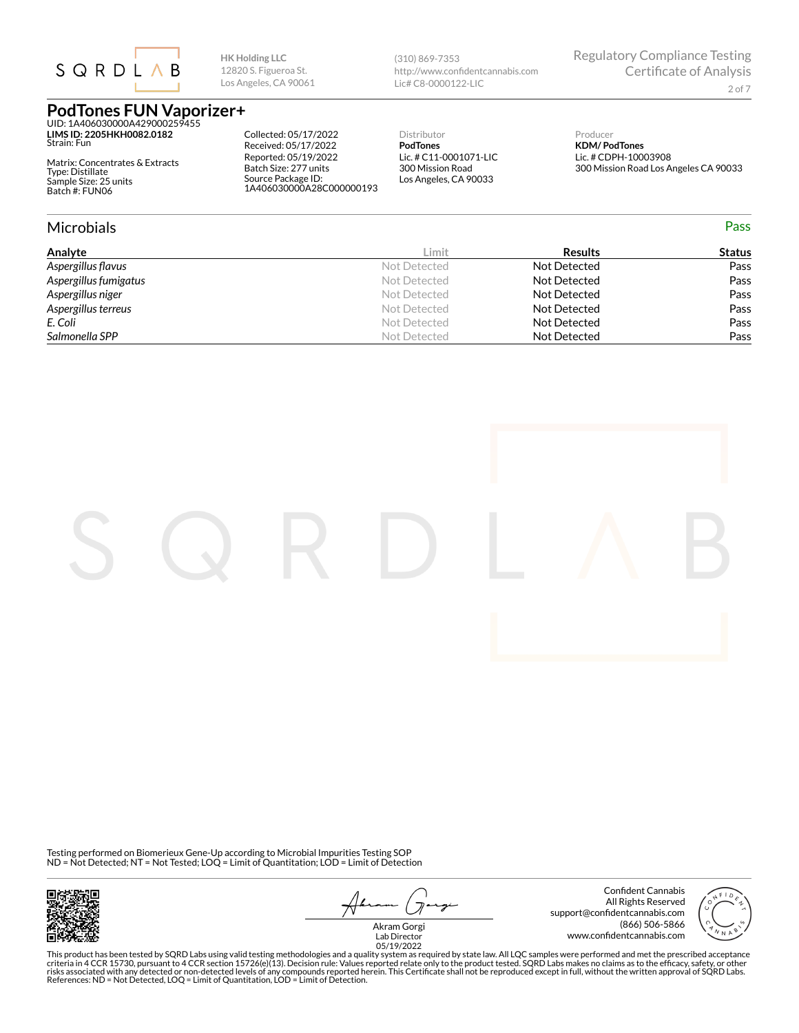SQRD LAB

**HK Holding LLC**
12820 S. Figueroa St.
Los Angeles, CA 90061

(310) 869-7353
http://www.confidentcannabis.com
Lic# C8-0000122-LIC

Regulatory Compliance Testing
Certificate of Analysis

# PodTones FUN Vaporizer+

UID: 1A406030000A429000259455
**LIMS ID: 2205HKH0082.0182**
Strain: Fun

Matrix: Concentrates & Extracts
Type: Distillate
Sample Size: 25 units
Batch #: FUN06

Collected: 05/17/2022
Received: 05/17/2022
Reported: 05/19/2022
Batch Size: 277 units
Source Package ID:
1A406030000A28C000000193

Distributor
**PodTones**
Lic. # C11-0001071-LIC
300 Mission Road
Los Angeles, CA 90033

Producer
**KDM/ PodTones**
Lic. # CDPH-10003908
300 Mission Road Los Angeles CA 90033

## Microbials

Pass

| Analyte | Limit | Results | Status |
|---|---|---|---|
| *Aspergillus flavus* | Not Detected | Not Detected | Pass |
| *Aspergillus fumigatus* | Not Detected | Not Detected | Pass |
| *Aspergillus niger* | Not Detected | Not Detected | Pass |
| *Aspergillus terreus* | Not Detected | Not Detected | Pass |
| *E. Coli* | Not Detected | Not Detected | Pass |
| *Salmonella SPP* | Not Detected | Not Detected | Pass |

Testing performed on Biomerieux Gene-Up according to Microbial Impurities Testing SOP
ND = Not Detected; NT = Not Tested; LOQ = Limit of Quantitation; LOD = Limit of Detection

Akram Gorgi
Lab Director
05/19/2022

Confident Cannabis
All Rights Reserved
support@confidentcannabis.com
(866) 506-5866
www.confidentcannabis.com

This product has been tested by SQRD Labs using valid testing methodologies and a quality system as required by state law. All LQC samples were performed and met the prescribed acceptance criteria in 4 CCR 15730, pursuant to 4 CCR section 15726(e)(13). Decision rule: Values reported relate only to the product tested. SQRD Labs makes no claims as to the efficacy, safety, or other risks associated with any detected or non-detected levels of any compounds reported herein. This Certificate shall not be reproduced except in full, without the written approval of SQRD Labs. References: ND = Not Detected, LOQ = Limit of Quantitation, LOD = Limit of Detection.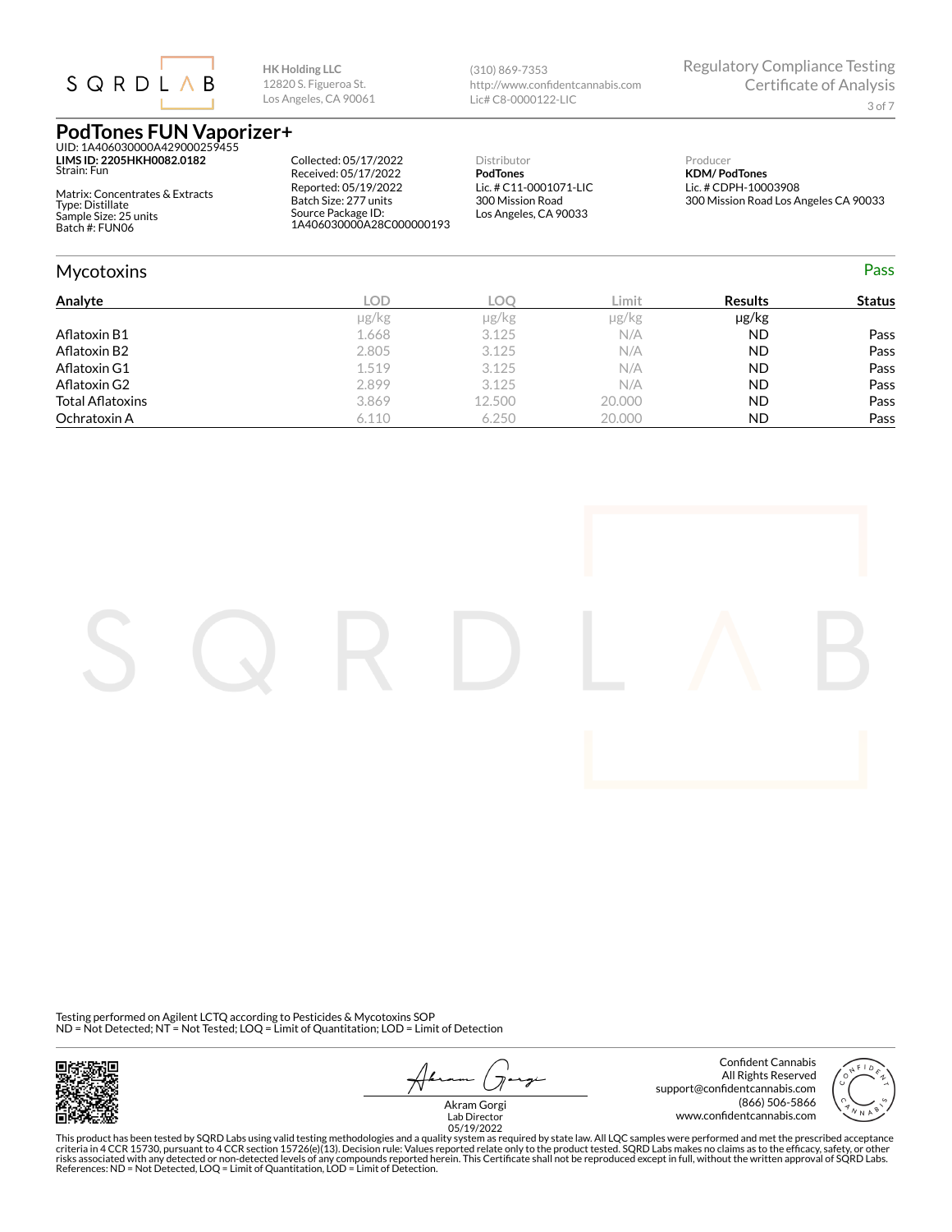SQRDLAB

**HK Holding LLC**
12820 S. Figueroa St.
Los Angeles, CA 90061

(310) 869-7353
http://www.confidentcannabis.com
Lic# C8-0000122-LIC

Regulatory Compliance Testing
Certificate of Analysis

# PodTones FUN Vaporizer+

UID: 1A406030000A429000259455
**LIMS ID: 2205HKH0082.0182**
Strain: Fun

Matrix: Concentrates & Extracts
Type: Distillate
Sample Size: 25 units
Batch #: FUN06

Collected: 05/17/2022
Received: 05/17/2022
Reported: 05/19/2022
Batch Size: 277 units
Source Package ID:
1A406030000A28C000000193

Distributor
**PodTones**
Lic. # C11-0001071-LIC
300 Mission Road
Los Angeles, CA 90033

Producer
**KDM/ PodTones**
Lic. # CDPH-10003908
300 Mission Road Los Angeles CA 90033

## Mycotoxins

Pass

| Analyte | LOD | LOQ | Limit | Results | Status |
|---|---|---|---|---|---|
| | μg/kg | μg/kg | μg/kg | μg/kg | |
| Aflatoxin B1 | 1.668 | 3.125 | N/A | ND | Pass |
| Aflatoxin B2 | 2.805 | 3.125 | N/A | ND | Pass |
| Aflatoxin G1 | 1.519 | 3.125 | N/A | ND | Pass |
| Aflatoxin G2 | 2.899 | 3.125 | N/A | ND | Pass |
| Total Aflatoxins | 3.869 | 12.500 | 20.000 | ND | Pass |
| Ochratoxin A | 6.110 | 6.250 | 20.000 | ND | Pass |

Testing performed on Agilent LCTQ according to Pesticides & Mycotoxins SOP
ND = Not Detected; NT = Not Tested; LOQ = Limit of Quantitation; LOD = Limit of Detection

Akram Gorgi
Lab Director
05/19/2022

Confident Cannabis
All Rights Reserved
support@confidentcannabis.com
(866) 506-5866
www.confidentcannabis.com

This product has been tested by SQRD Labs using valid testing methodologies and a quality system as required by state law. All LQC samples were performed and met the prescribed acceptance criteria in 4 CCR 15730, pursuant to 4 CCR section 15726(e)(13). Decision rule: Values reported relate only to the product tested. SQRD Labs makes no claims as to the efficacy, safety, or other risks associated with any detected or non-detected levels of any compounds reported herein. This Certificate shall not be reproduced except in full, without the written approval of SQRD Labs. References: ND = Not Detected, LOQ = Limit of Quantitation, LOD = Limit of Detection.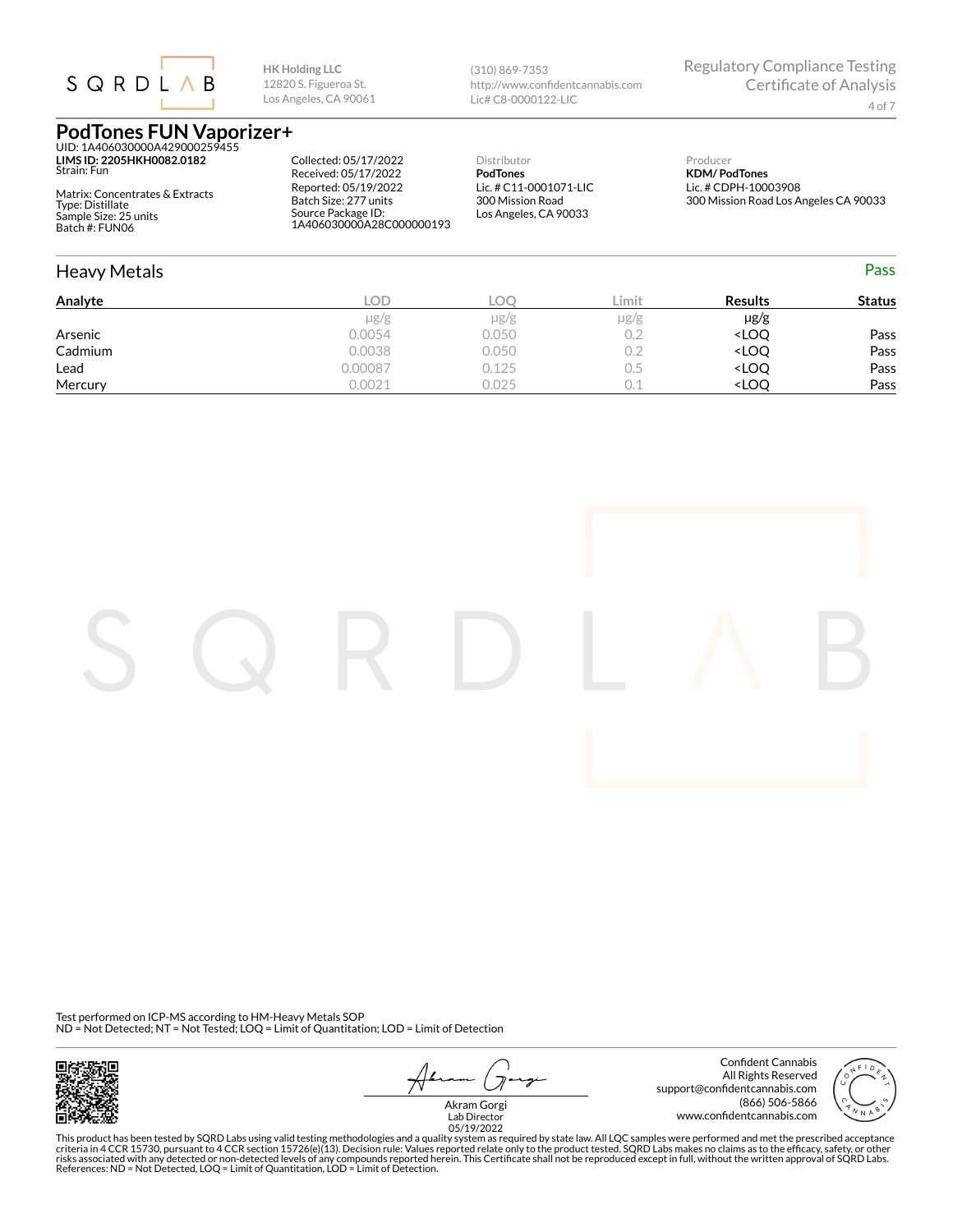SQRDLAB

**HK Holding LLC**
12820 S. Figueroa St.
Los Angeles, CA 90061

(310) 869-7353
http://www.confidentcannabis.com
Lic# C8-0000122-LIC

Regulatory Compliance Testing
Certificate of Analysis

# PodTones FUN Vaporizer+

UID: 1A406030000A429000259455
**LIMS ID: 2205HKH0082.0182**
Strain: Fun

Matrix: Concentrates & Extracts
Type: Distillate
Sample Size: 25 units
Batch #: FUN06

Collected: 05/17/2022
Received: 05/17/2022
Reported: 05/19/2022
Batch Size: 277 units
Source Package ID:
1A406030000A28C000000193

Distributor
**PodTones**
Lic. # C11-0001071-LIC
300 Mission Road
Los Angeles, CA 90033

Producer
**KDM/ PodTones**
Lic. # CDPH-10003908
300 Mission Road Los Angeles CA 90033

## Heavy Metals

Pass

| Analyte | LOD | LOQ | Limit | Results | Status |
|---|---|---|---|---|---|
| | μg/g | μg/g | μg/g | μg/g | |
| Arsenic | 0.0054 | 0.050 | 0.2 | <LOQ | Pass |
| Cadmium | 0.0038 | 0.050 | 0.2 | <LOQ | Pass |
| Lead | 0.00087 | 0.125 | 0.5 | <LOQ | Pass |
| Mercury | 0.0021 | 0.025 | 0.1 | <LOQ | Pass |

Test performed on ICP-MS according to HM-Heavy Metals SOP
ND = Not Detected; NT = Not Tested; LOQ = Limit of Quantitation; LOD = Limit of Detection

Akram Gorgi
Lab Director
05/19/2022

Confident Cannabis
All Rights Reserved
support@confidentcannabis.com
(866) 506-5866
www.confidentcannabis.com

This product has been tested by SQRD Labs using valid testing methodologies and a quality system as required by state law. All LQC samples were performed and met the prescribed acceptance criteria in 4 CCR 15730, pursuant to 4 CCR section 15726(e)(13). Decision rule: Values reported relate only to the product tested. SQRD Labs makes no claims as to the efficacy, safety, or other risks associated with any detected or non-detected levels of any compounds reported herein. This Certificate shall not be reproduced except in full, without the written approval of SQRD Labs. References: ND = Not Detected, LOQ = Limit of Quantitation, LOD = Limit of Detection.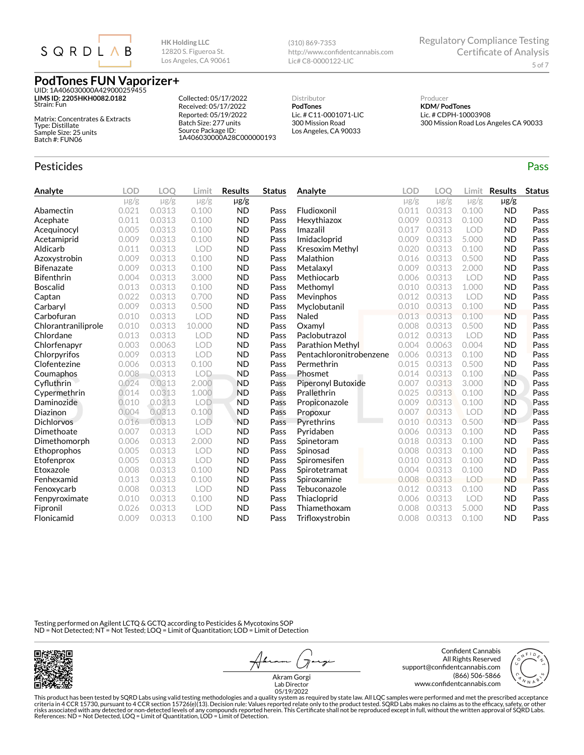HK Holding LLC
12820 S. Figueroa St.
Los Angeles, CA 90061

(310) 869-7353
http://www.confidentcannabis.com
Lic# C8-0000122-LIC

Regulatory Compliance Testing
Certificate of Analysis

# PodTones FUN Vaporizer+

UID: 1A406030000A429000259455
**LIMS ID: 2205HKH0082.0182**
Strain: Fun

Matrix: Concentrates & Extracts
Type: Distillate
Sample Size: 25 units
Batch #: FUN06

Collected: 05/17/2022
Received: 05/17/2022
Reported: 05/19/2022
Batch Size: 277 units
Source Package ID: 1A406030000A28C000000193

Distributor
**PodTones**
Lic. # C11-0001071-LIC
300 Mission Road
Los Angeles, CA 90033

Producer
**KDM/ PodTones**
Lic. # CDPH-10003908
300 Mission Road Los Angeles CA 90033

## Pesticides

Pass

| Analyte | LOD | LOQ | Limit | Results | Status |
|---|---|---|---|---|---|
| | μg/g | μg/g | μg/g | μg/g | |
| Abamectin | 0.021 | 0.0313 | 0.100 | ND | Pass |
| Acephate | 0.011 | 0.0313 | 0.100 | ND | Pass |
| Acequinocyl | 0.005 | 0.0313 | 0.100 | ND | Pass |
| Acetamiprid | 0.009 | 0.0313 | 0.100 | ND | Pass |
| Aldicarb | 0.011 | 0.0313 | LOD | ND | Pass |
| Azoxystrobin | 0.009 | 0.0313 | 0.100 | ND | Pass |
| Bifenazate | 0.009 | 0.0313 | 0.100 | ND | Pass |
| Bifenthrin | 0.004 | 0.0313 | 3.000 | ND | Pass |
| Boscalid | 0.013 | 0.0313 | 0.100 | ND | Pass |
| Captan | 0.022 | 0.0313 | 0.700 | ND | Pass |
| Carbaryl | 0.009 | 0.0313 | 0.500 | ND | Pass |
| Carbofuran | 0.010 | 0.0313 | LOD | ND | Pass |
| Chlorantraniliprole | 0.010 | 0.0313 | 10.000 | ND | Pass |
| Chlordane | 0.013 | 0.0313 | LOD | ND | Pass |
| Chlorfenapyr | 0.003 | 0.0063 | LOD | ND | Pass |
| Chlorpyrifos | 0.009 | 0.0313 | LOD | ND | Pass |
| Clofentezine | 0.006 | 0.0313 | 0.100 | ND | Pass |
| Coumaphos | 0.008 | 0.0313 | LOD | ND | Pass |
| Cyfluthrin | 0.024 | 0.0313 | 2.000 | ND | Pass |
| Cypermethrin | 0.014 | 0.0313 | 1.000 | ND | Pass |
| Daminozide | 0.010 | 0.0313 | LOD | ND | Pass |
| Diazinon | 0.004 | 0.0313 | 0.100 | ND | Pass |
| Dichlorvos | 0.016 | 0.0313 | LOD | ND | Pass |
| Dimethoate | 0.007 | 0.0313 | LOD | ND | Pass |
| Dimethomorph | 0.006 | 0.0313 | 2.000 | ND | Pass |
| Ethoprophos | 0.005 | 0.0313 | LOD | ND | Pass |
| Etofenprox | 0.005 | 0.0313 | LOD | ND | Pass |
| Etoxazole | 0.008 | 0.0313 | 0.100 | ND | Pass |
| Fenhexamid | 0.013 | 0.0313 | 0.100 | ND | Pass |
| Fenoxycarb | 0.008 | 0.0313 | LOD | ND | Pass |
| Fenpyroximate | 0.010 | 0.0313 | 0.100 | ND | Pass |
| Fipronil | 0.026 | 0.0313 | LOD | ND | Pass |
| Flonicamid | 0.009 | 0.0313 | 0.100 | ND | Pass |
| Fludioxonil | 0.011 | 0.0313 | 0.100 | ND | Pass |
| Hexythiazox | 0.009 | 0.0313 | 0.100 | ND | Pass |
| Imazalil | 0.017 | 0.0313 | LOD | ND | Pass |
| Imidacloprid | 0.009 | 0.0313 | 5.000 | ND | Pass |
| Kresoxim Methyl | 0.020 | 0.0313 | 0.100 | ND | Pass |
| Malathion | 0.016 | 0.0313 | 0.500 | ND | Pass |
| Metalaxyl | 0.009 | 0.0313 | 2.000 | ND | Pass |
| Methiocarb | 0.006 | 0.0313 | LOD | ND | Pass |
| Methomyl | 0.010 | 0.0313 | 1.000 | ND | Pass |
| Mevinphos | 0.012 | 0.0313 | LOD | ND | Pass |
| Myclobutanil | 0.010 | 0.0313 | 0.100 | ND | Pass |
| Naled | 0.013 | 0.0313 | 0.100 | ND | Pass |
| Oxamyl | 0.008 | 0.0313 | 0.500 | ND | Pass |
| Paclobutrazol | 0.012 | 0.0313 | LOD | ND | Pass |
| Parathion Methyl | 0.004 | 0.0063 | 0.004 | ND | Pass |
| Pentachloronitrobenzene | 0.006 | 0.0313 | 0.100 | ND | Pass |
| Permethrin | 0.015 | 0.0313 | 0.500 | ND | Pass |
| Phosmet | 0.014 | 0.0313 | 0.100 | ND | Pass |
| Piperonyl Butoxide | 0.007 | 0.0313 | 3.000 | ND | Pass |
| Prallethrin | 0.025 | 0.0313 | 0.100 | ND | Pass |
| Propiconazole | 0.009 | 0.0313 | 0.100 | ND | Pass |
| Propoxur | 0.007 | 0.0313 | LOD | ND | Pass |
| Pyrethrins | 0.010 | 0.0313 | 0.500 | ND | Pass |
| Pyridaben | 0.006 | 0.0313 | 0.100 | ND | Pass |
| Spinetoram | 0.018 | 0.0313 | 0.100 | ND | Pass |
| Spinosad | 0.008 | 0.0313 | 0.100 | ND | Pass |
| Spiromesifen | 0.010 | 0.0313 | 0.100 | ND | Pass |
| Spirotetramat | 0.004 | 0.0313 | 0.100 | ND | Pass |
| Spiroxamine | 0.008 | 0.0313 | LOD | ND | Pass |
| Tebuconazole | 0.012 | 0.0313 | 0.100 | ND | Pass |
| Thiacloprid | 0.006 | 0.0313 | LOD | ND | Pass |
| Thiamethoxam | 0.008 | 0.0313 | 5.000 | ND | Pass |
| Trifloxystrobin | 0.008 | 0.0313 | 0.100 | ND | Pass |

Testing performed on Agilent LCTQ & GCTQ according to Pesticides & Mycotoxins SOP
ND = Not Detected; NT = Not Tested; LOQ = Limit of Quantitation; LOD = Limit of Detection

Akram Gorgi
Lab Director
05/19/2022

Confident Cannabis
All Rights Reserved
support@confidentcannabis.com
(866) 506-5866
www.confidentcannabis.com

This product has been tested by SQRD Labs using valid testing methodologies and a quality system as required by state law. All LQC samples were performed and met the prescribed acceptance criteria in 4 CCR 15730, pursuant to 4 CCR section 15726(e)(13). Decision rule: Values reported relate only to the product tested. SQRD Labs makes no claims as to the efficacy, safety, or other risks associated with any detected or non-detected levels of any compounds reported herein. This Certificate shall not be reproduced except in full, without the written approval of SQRD Labs. References: ND = Not Detected, LOQ = Limit of Quantitation, LOD = Limit of Detection.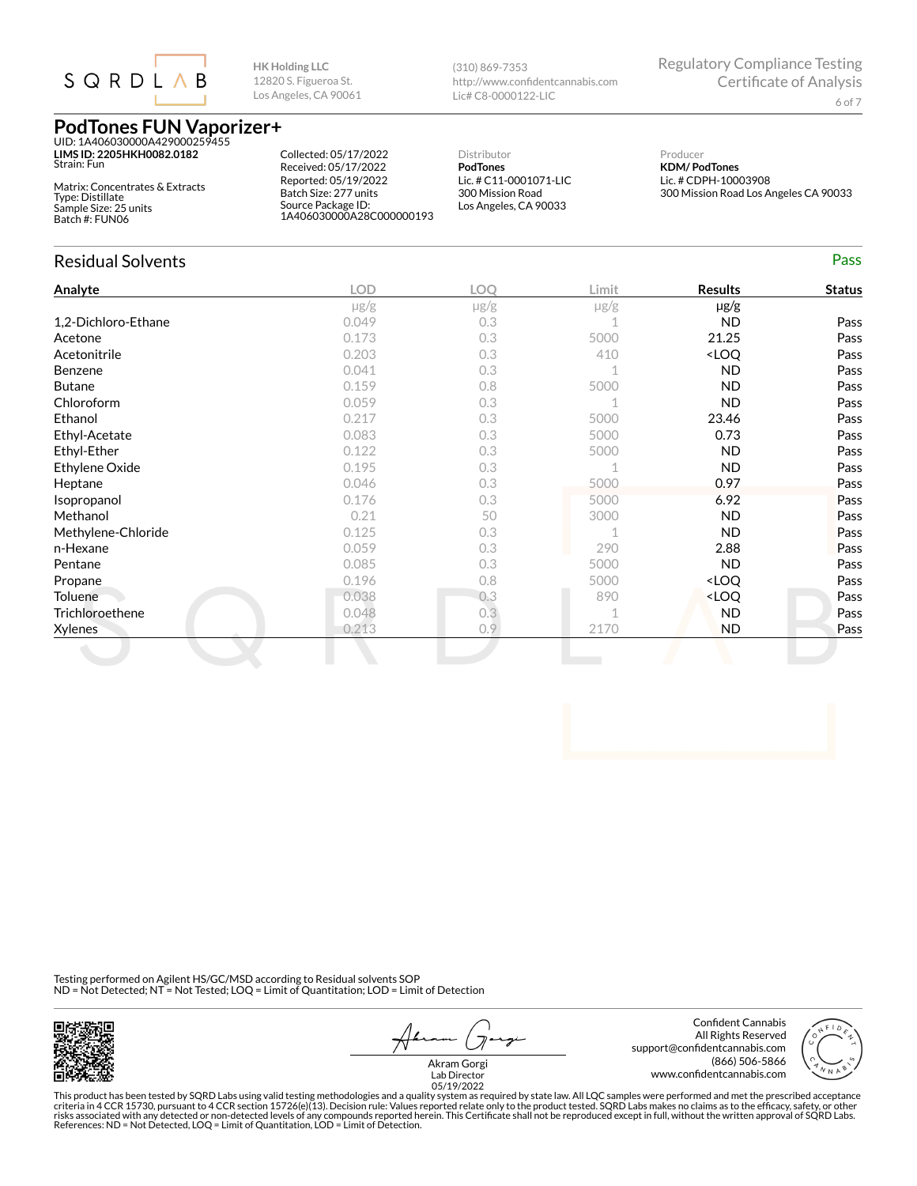SQRDLAB

**HK Holding LLC**
12820 S. Figueroa St.
Los Angeles, CA 90061

(310) 869-7353
http://www.confidentcannabis.com
Lic# C8-0000122-LIC

Regulatory Compliance Testing
Certificate of Analysis

# PodTones FUN Vaporizer+

UID: 1A406030000A429000259455
**LIMS ID: 2205HKH0082.0182**
Strain: Fun

Matrix: Concentrates & Extracts
Type: Distillate
Sample Size: 25 units
Batch #: FUN06

Collected: 05/17/2022
Received: 05/17/2022
Reported: 05/19/2022
Batch Size: 277 units
Source Package ID:
1A406030000A28C000000193

Distributor
**PodTones**
Lic. # C11-0001071-LIC
300 Mission Road
Los Angeles, CA 90033

Producer
**KDM/ PodTones**
Lic. # CDPH-10003908
300 Mission Road Los Angeles CA 90033

## Residual Solvents — Pass

| Analyte | LOD | LOQ | Limit | Results | Status |
|---|---|---|---|---|---|
| | μg/g | μg/g | μg/g | μg/g | |
| 1,2-Dichloro-Ethane | 0.049 | 0.3 | 1 | ND | Pass |
| Acetone | 0.173 | 0.3 | 5000 | 21.25 | Pass |
| Acetonitrile | 0.203 | 0.3 | 410 | <LOQ | Pass |
| Benzene | 0.041 | 0.3 | 1 | ND | Pass |
| Butane | 0.159 | 0.8 | 5000 | ND | Pass |
| Chloroform | 0.059 | 0.3 | 1 | ND | Pass |
| Ethanol | 0.217 | 0.3 | 5000 | 23.46 | Pass |
| Ethyl-Acetate | 0.083 | 0.3 | 5000 | 0.73 | Pass |
| Ethyl-Ether | 0.122 | 0.3 | 5000 | ND | Pass |
| Ethylene Oxide | 0.195 | 0.3 | 1 | ND | Pass |
| Heptane | 0.046 | 0.3 | 5000 | 0.97 | Pass |
| Isopropanol | 0.176 | 0.3 | 5000 | 6.92 | Pass |
| Methanol | 0.21 | 50 | 3000 | ND | Pass |
| Methylene-Chloride | 0.125 | 0.3 | 1 | ND | Pass |
| n-Hexane | 0.059 | 0.3 | 290 | 2.88 | Pass |
| Pentane | 0.085 | 0.3 | 5000 | ND | Pass |
| Propane | 0.196 | 0.8 | 5000 | <LOQ | Pass |
| Toluene | 0.038 | 0.3 | 890 | <LOQ | Pass |
| Trichloroethene | 0.048 | 0.3 | 1 | ND | Pass |
| Xylenes | 0.213 | 0.9 | 2170 | ND | Pass |

Testing performed on Agilent HS/GC/MSD according to Residual solvents SOP
ND = Not Detected; NT = Not Tested; LOQ = Limit of Quantitation; LOD = Limit of Detection

Akram Gorgi
Lab Director
05/19/2022

Confident Cannabis
All Rights Reserved
support@confidentcannabis.com
(866) 506-5866
www.confidentcannabis.com

This product has been tested by SQRD Labs using valid testing methodologies and a quality system as required by state law. All LQC samples were performed and met the prescribed acceptance criteria in 4 CCR 15730, pursuant to 4 CCR section 15726(e)(13). Decision rule: Values reported relate only to the product tested. SQRD Labs makes no claims as to the efficacy, safety, or other risks associated with any detected or non-detected levels of any compounds reported herein. This Certificate shall not be reproduced except in full, without the written approval of SQRD Labs. References: ND = Not Detected, LOQ = Limit of Quantitation, LOD = Limit of Detection.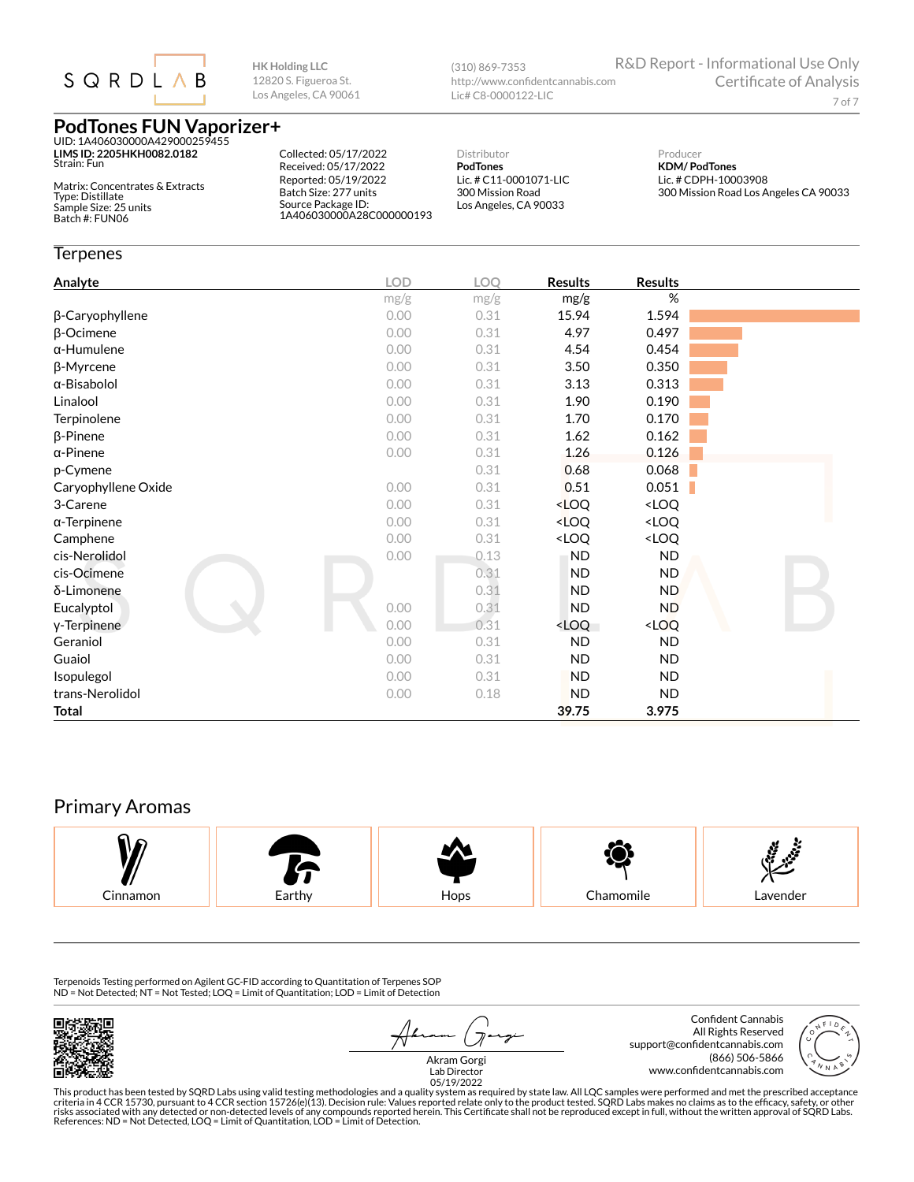SQRDLAB

**HK Holding LLC**
12820 S. Figueroa St.
Los Angeles, CA 90061

(310) 869-7353
http://www.confidentcannabis.com
Lic# C8-0000122-LIC

R&D Report - Informational Use Only
Certificate of Analysis

# PodTones FUN Vaporizer+

UID: 1A406030000A429000259455
**LIMS ID: 2205HKH0082.0182**
Strain: Fun

Matrix: Concentrates & Extracts
Type: Distillate
Sample Size: 25 units
Batch #: FUN06

Collected: 05/17/2022
Received: 05/17/2022
Reported: 05/19/2022
Batch Size: 277 units
Source Package ID:
1A406030000A28C000000193

Distributor
**PodTones**
Lic. # C11-0001071-LIC
300 Mission Road
Los Angeles, CA 90033

Producer
**KDM/ PodTones**
Lic. # CDPH-10003908
300 Mission Road Los Angeles CA 90033

## Terpenes

| Analyte | LOD | LOQ | Results | Results |
|---|---|---|---|---|
| | mg/g | mg/g | mg/g | % |
| β-Caryophyllene | 0.00 | 0.31 | 15.94 | 1.594 |
| β-Ocimene | 0.00 | 0.31 | 4.97 | 0.497 |
| α-Humulene | 0.00 | 0.31 | 4.54 | 0.454 |
| β-Myrcene | 0.00 | 0.31 | 3.50 | 0.350 |
| α-Bisabolol | 0.00 | 0.31 | 3.13 | 0.313 |
| Linalool | 0.00 | 0.31 | 1.90 | 0.190 |
| Terpinolene | 0.00 | 0.31 | 1.70 | 0.170 |
| β-Pinene | 0.00 | 0.31 | 1.62 | 0.162 |
| α-Pinene | 0.00 | 0.31 | 1.26 | 0.126 |
| p-Cymene | | 0.31 | 0.68 | 0.068 |
| Caryophyllene Oxide | 0.00 | 0.31 | 0.51 | 0.051 |
| 3-Carene | 0.00 | 0.31 | <LOQ | <LOQ |
| α-Terpinene | 0.00 | 0.31 | <LOQ | <LOQ |
| Camphene | 0.00 | 0.31 | <LOQ | <LOQ |
| cis-Nerolidol | 0.00 | 0.13 | ND | ND |
| cis-Ocimene | | 0.31 | ND | ND |
| δ-Limonene | | 0.31 | ND | ND |
| Eucalyptol | 0.00 | 0.31 | ND | ND |
| γ-Terpinene | 0.00 | 0.31 | <LOQ | <LOQ |
| Geraniol | 0.00 | 0.31 | ND | ND |
| Guaiol | 0.00 | 0.31 | ND | ND |
| Isopulegol | 0.00 | 0.31 | ND | ND |
| trans-Nerolidol | 0.00 | 0.18 | ND | ND |
| **Total** | | | **39.75** | **3.975** |

## Primary Aromas

Cinnamon
Earthy
Hops
Chamomile
Lavender

Terpenoids Testing performed on Agilent GC-FID according to Quantitation of Terpenes SOP
ND = Not Detected; NT = Not Tested; LOQ = Limit of Quantitation; LOD = Limit of Detection

Akram Gorgi
Lab Director
05/19/2022

Confident Cannabis
All Rights Reserved
support@confidentcannabis.com
(866) 506-5866
www.confidentcannabis.com

This product has been tested by SQRD Labs using valid testing methodologies and a quality system as required by state law. All LQC samples were performed and met the prescribed acceptance criteria in 4 CCR 15730, pursuant to 4 CCR section 15726(e)(13). Decision rule: Values reported relate only to the product tested. SQRD Labs makes no claims as to the efficacy, safety, or other risks associated with any detected or non-detected levels of any compounds reported herein. This Certificate shall not be reproduced except in full, without the written approval of SQRD Labs. References: ND = Not Detected, LOQ = Limit of Quantitation, LOD = Limit of Detection.